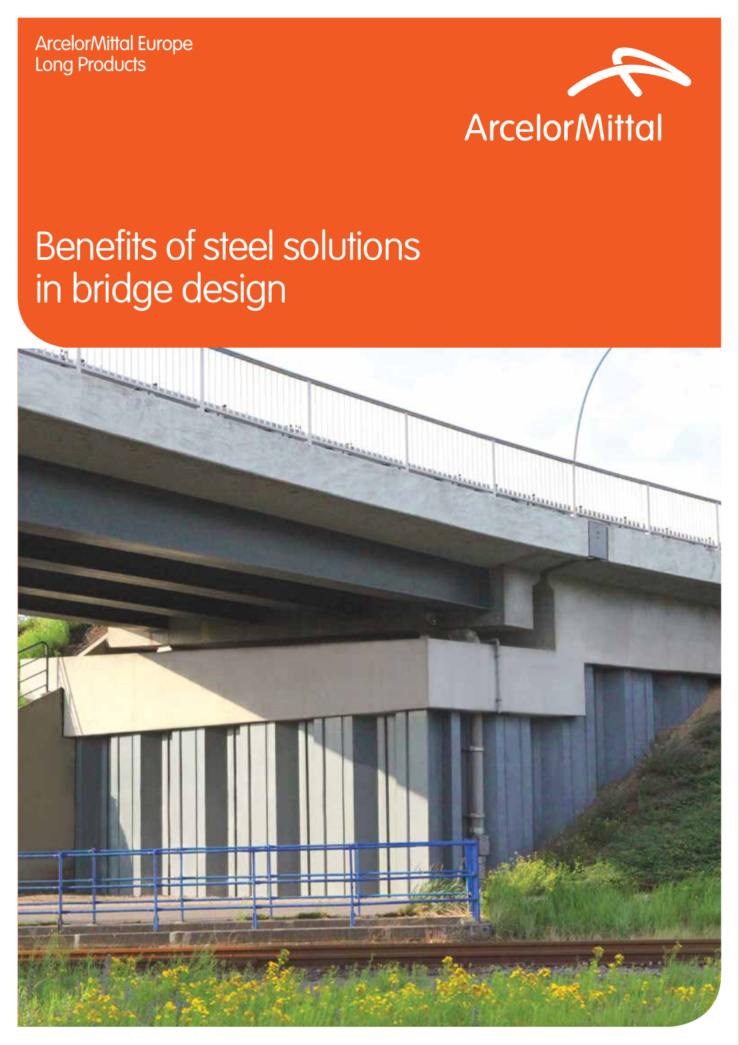ArcelorMittal Europe
Long Products

ArcelorMittal

# Benefits of steel solutions in bridge design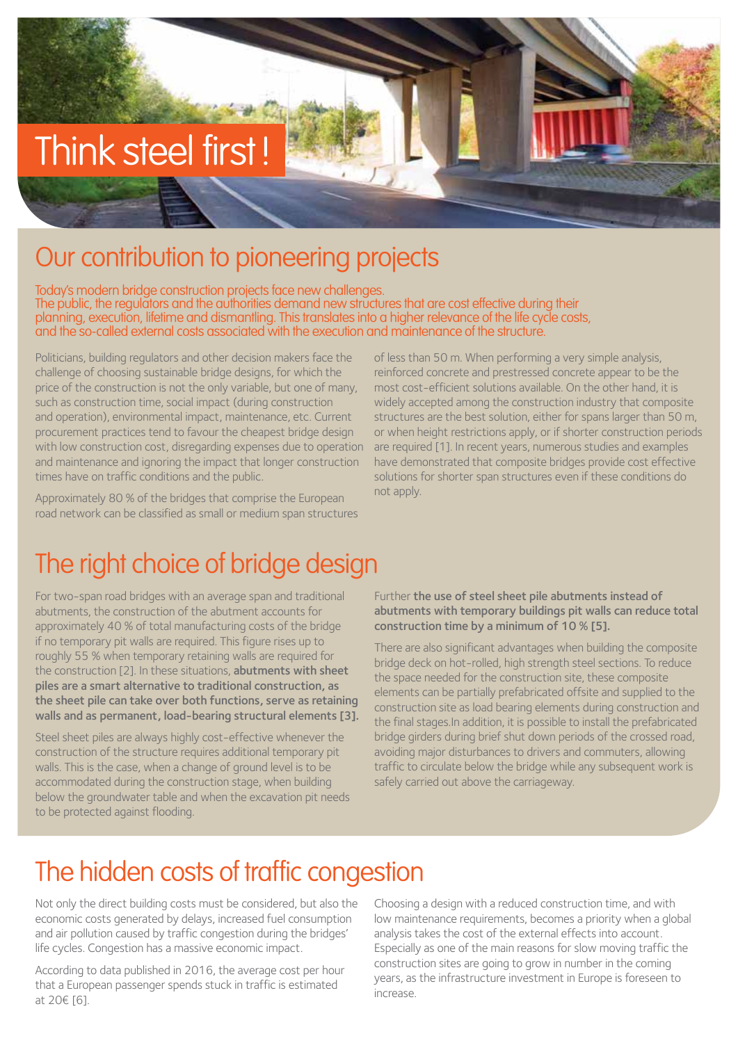# Think steel first !

## Our contribution to pioneering projects

Today's modern bridge construction projects face new challenges.
The public, the regulators and the authorities demand new structures that are cost effective during their planning, execution, lifetime and dismantling. This translates into a higher relevance of the life cycle costs, and the so-called external costs associated with the execution and maintenance of the structure.

Politicians, building regulators and other decision makers face the challenge of choosing sustainable bridge designs, for which the price of the construction is not the only variable, but one of many, such as construction time, social impact (during construction and operation), environmental impact, maintenance, etc. Current procurement practices tend to favour the cheapest bridge design with low construction cost, disregarding expenses due to operation and maintenance and ignoring the impact that longer construction times have on traffic conditions and the public.

Approximately 80 % of the bridges that comprise the European road network can be classified as small or medium span structures of less than 50 m. When performing a very simple analysis, reinforced concrete and prestressed concrete appear to be the most cost-efficient solutions available. On the other hand, it is widely accepted among the construction industry that composite structures are the best solution, either for spans larger than 50 m, or when height restrictions apply, or if shorter construction periods are required [1]. In recent years, numerous studies and examples have demonstrated that composite bridges provide cost effective solutions for shorter span structures even if these conditions do not apply.

## The right choice of bridge design

For two-span road bridges with an average span and traditional abutments, the construction of the abutment accounts for approximately 40 % of total manufacturing costs of the bridge if no temporary pit walls are required. This figure rises up to roughly 55 % when temporary retaining walls are required for the construction [2]. In these situations, **abutments with sheet piles are a smart alternative to traditional construction, as the sheet pile can take over both functions, serve as retaining walls and as permanent, load-bearing structural elements [3].**

Steel sheet piles are always highly cost-effective whenever the construction of the structure requires additional temporary pit walls. This is the case, when a change of ground level is to be accommodated during the construction stage, when building below the groundwater table and when the excavation pit needs to be protected against flooding.

Further **the use of steel sheet pile abutments instead of abutments with temporary buildings pit walls can reduce total construction time by a minimum of 10 % [5].**

There are also significant advantages when building the composite bridge deck on hot-rolled, high strength steel sections. To reduce the space needed for the construction site, these composite elements can be partially prefabricated offsite and supplied to the construction site as load bearing elements during construction and the final stages.In addition, it is possible to install the prefabricated bridge girders during brief shut down periods of the crossed road, avoiding major disturbances to drivers and commuters, allowing traffic to circulate below the bridge while any subsequent work is safely carried out above the carriageway.

## The hidden costs of traffic congestion

Not only the direct building costs must be considered, but also the economic costs generated by delays, increased fuel consumption and air pollution caused by traffic congestion during the bridges' life cycles. Congestion has a massive economic impact.

According to data published in 2016, the average cost per hour that a European passenger spends stuck in traffic is estimated at 20€ [6].

Choosing a design with a reduced construction time, and with low maintenance requirements, becomes a priority when a global analysis takes the cost of the external effects into account. Especially as one of the main reasons for slow moving traffic the construction sites are going to grow in number in the coming years, as the infrastructure investment in Europe is foreseen to increase.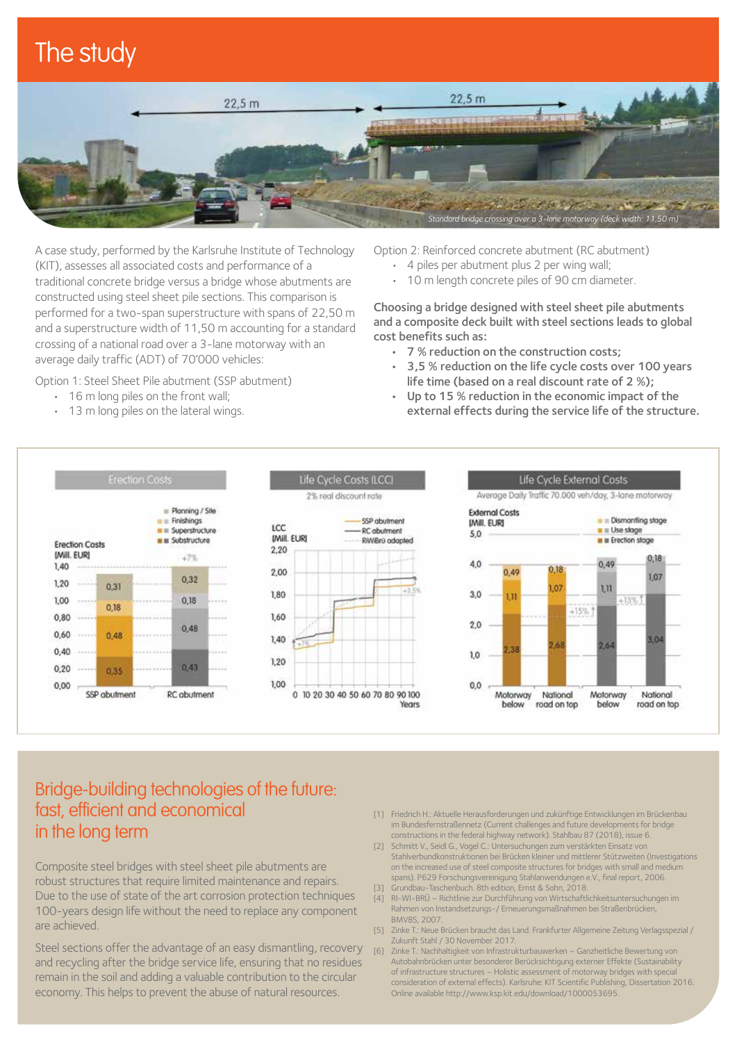# The study

22,5 m

22,5 m

*Standard bridge crossing over a 3-lane motorway (deck width: 11,50 m)*

A case study, performed by the Karlsruhe Institute of Technology (KIT), assesses all associated costs and performance of a traditional concrete bridge versus a bridge whose abutments are constructed using steel sheet pile sections. This comparison is performed for a two-span superstructure with spans of 22,50 m and a superstructure width of 11,50 m accounting for a standard crossing of a national road over a 3-lane motorway with an average daily traffic (ADT) of 70'000 vehicles:

Option 1: Steel Sheet Pile abutment (SSP abutment)

- 16 m long piles on the front wall;
- 13 m long piles on the lateral wings.

Option 2: Reinforced concrete abutment (RC abutment)

- 4 piles per abutment plus 2 per wing wall;
- 10 m length concrete piles of 90 cm diameter.

**Choosing a bridge designed with steel sheet pile abutments and a composite deck built with steel sections leads to global cost benefits such as:**

- **7 % reduction on the construction costs;**
- **3,5 % reduction on the life cycle costs over 100 years life time (based on a real discount rate of 2 %);**
- **Up to 15 % reduction in the economic impact of the external effects during the service life of the structure.**

Erection Costs

Erection Costs [Mill. EUR]

Planning / Site
Finishings
Superstructure
Substructure

1,40
1,20
1,00
0,80
0,60
0,40
0,20
0,00

+7%

0,31
0,18
0,48
0,35

0,32
0,18
0,48
0,43

SSP abutment
RC abutment

Life Cycle Costs (LCC)

2% real discount rate

LCC [Mill. EUR]

SSP abutment
RC abutment
RiWiBrü adapted

2,20
2,00
1,80
1,60
1,40
1,20
1,00

+3,5%
+7%

0 10 20 30 40 50 60 70 80 90 100
Years

Life Cycle External Costs

Average Daily Traffic 70.000 veh/day, 3-lane motorway

External Costs [Mill. EUR]

Dismantling stage
Use stage
Erection stage

5,0
4,0
3,0
2,0
1,0
0,0

0,49
1,11
2,38

0,18
1,07
2,68

0,49
1,11
2,64

0,18
1,07
3,04

+15%
+13%

Motorway below
National road on top
Motorway below
National road on top

## Bridge-building technologies of the future: fast, efficient and economical in the long term

Composite steel bridges with steel sheet pile abutments are robust structures that require limited maintenance and repairs. Due to the use of state of the art corrosion protection techniques 100-years design life without the need to replace any component are achieved.

Steel sections offer the advantage of an easy dismantling, recovery and recycling after the bridge service life, ensuring that no residues remain in the soil and adding a valuable contribution to the circular economy. This helps to prevent the abuse of natural resources.

[1] Friedrich H.: Aktuelle Herausforderungen und zukünftige Entwicklungen im Brückenbau im Bundesfernstraßennetz (Current challenges and future developments for bridge constructions in the federal highway network). Stahlbau 87 (2018), issue 6.

[2] Schmitt V., Seidl G., Vogel C.: Untersuchungen zum verstärkten Einsatz von Stahlverbundkonstruktionen bei Brücken kleiner und mittlerer Stützweiten (Investigations on the increased use of steel composite structures for bridges with small and medium spans). P629 Forschungsvereinigung Stahlanwendungen e.V., final report, 2006.

[3] Grundbau-Taschenbuch. 8th edition, Ernst & Sohn, 2018.

[4] RI-WI-BRÜ – Richtlinie zur Durchführung von Wirtschaftlichkeitsuntersuchungen im Rahmen von Instandsetzungs-/ Erneuerungsmaßnahmen bei Straßenbrücken, BMVBS, 2007.

[5] Zinke T.: Neue Brücken braucht das Land. Frankfurter Allgemeine Zeitung Verlagsspezial / Zukunft Stahl / 30 November 2017.

[6] Zinke T.: Nachhaltigkeit von Infrastrukturbauwerken – Ganzheitliche Bewertung von Autobahnbrücken unter besonderer Berücksichtigung externer Effekte (Sustainability of infrastructure structures – Holistic assessment of motorway bridges with special consideration of external effects). Karlsruhe: KIT Scientific Publishing, Dissertation 2016. Online available http://www.ksp.kit.edu/download/1000053695.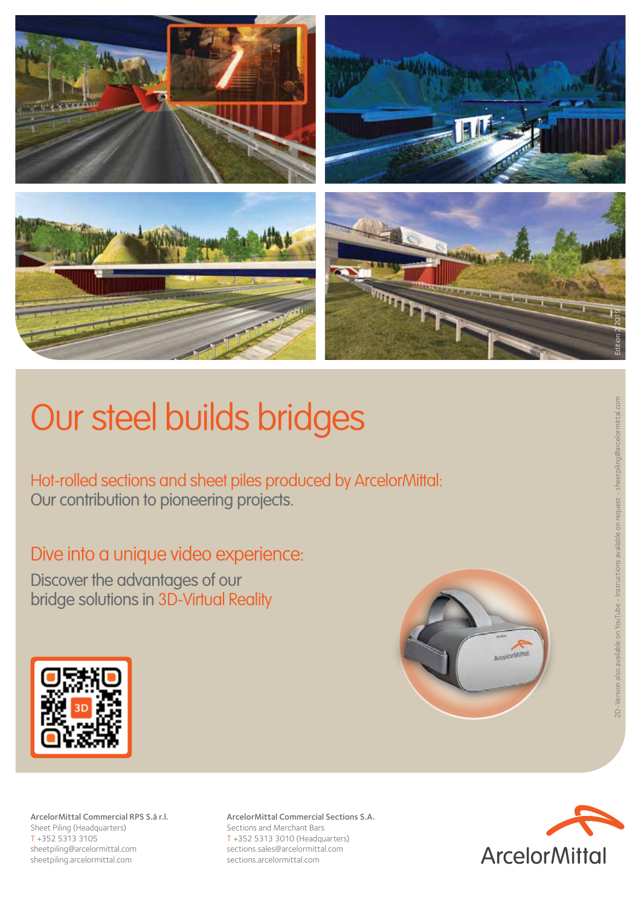# Our steel builds bridges

Hot-rolled sections and sheet piles produced by ArcelorMittal:
Our contribution to pioneering projects.

Dive into a unique video experience:
Discover the advantages of our bridge solutions in 3D-Virtual Reality

2D-Version also available on YouTube - Instructions available on request - sheetpiling@arcelormittal.com

Edition 2/2019

**ArcelorMittal Commercial RPS S.à r.l.**
Sheet Piling (Headquarters)
T +352 5313 3105
sheetpiling@arcelormittal.com
sheetpiling.arcelormittal.com

**ArcelorMittal Commercial Sections S.A.**
Sections and Merchant Bars
T +352 5313 3010 (Headquarters)
sections.sales@arcelormittal.com
sections.arcelormittal.com

ArcelorMittal